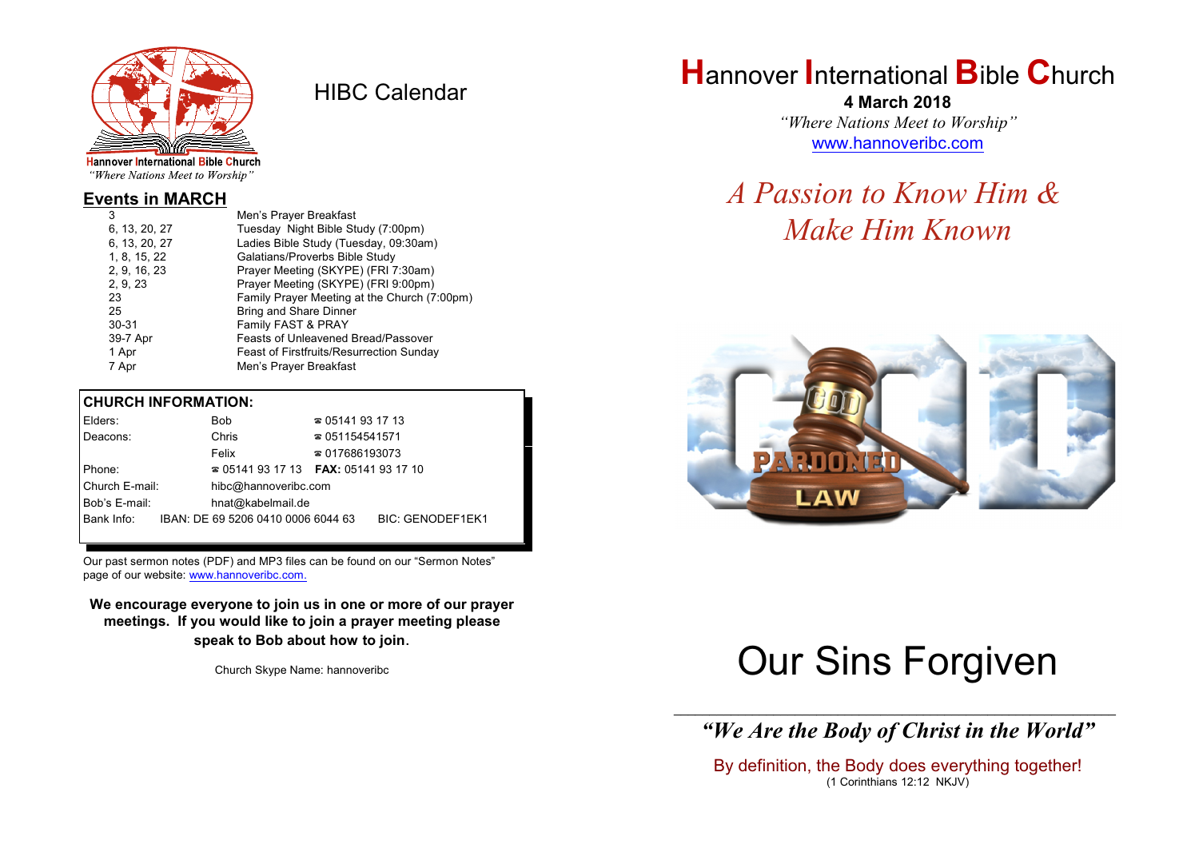Hannover International Bible Church
*"Where Nations Meet to Worship"*

# HIBC Calendar

## Events in MARCH

| | |
|---|---|
| 3 | Men's Prayer Breakfast |
| 6, 13, 20, 27 | Tuesday Night Bible Study (7:00pm) |
| 6, 13, 20, 27 | Ladies Bible Study (Tuesday, 09:30am) |
| 1, 8, 15, 22 | Galatians/Proverbs Bible Study |
| 2, 9, 16, 23 | Prayer Meeting (SKYPE) (FRI 7:30am) |
| 2, 9, 23 | Prayer Meeting (SKYPE) (FRI 9:00pm) |
| 23 | Family Prayer Meeting at the Church (7:00pm) |
| 25 | Bring and Share Dinner |
| 30-31 | Family FAST & PRAY |
| 39-7 Apr | Feasts of Unleavened Bread/Passover |
| 1 Apr | Feast of Firstfruits/Resurrection Sunday |
| 7 Apr | Men's Prayer Breakfast |

## CHURCH INFORMATION:

| | | |
|---|---|---|
| Elders: | Bob | ☎ 05141 93 17 13 |
| Deacons: | Chris | ☎ 051154541571 |
| | Felix | ☎ 017686193073 |
| Phone: | ☎ 05141 93 17 13 | **FAX:** 05141 93 17 10 |
| Church E-mail: | hibc@hannoveribc.com | |
| Bob's E-mail: | hnat@kabelmail.de | |
| Bank Info: | IBAN: DE 69 5206 0410 0006 6044 63 | BIC: GENODEF1EK1 |

Our past sermon notes (PDF) and MP3 files can be found on our "Sermon Notes" page of our website: www.hannoveribc.com.

**We encourage everyone to join us in one or more of our prayer meetings. If you would like to join a prayer meeting please speak to Bob about how to join.**

Church Skype Name: hannoveribc

# Hannover International Bible Church

**4 March 2018**

*"Where Nations Meet to Worship"*

www.hannoveribc.com

## *A Passion to Know Him & Make Him Known*

# Our Sins Forgiven

---

***"We Are the Body of Christ in the World"***

By definition, the Body does everything together!
(1 Corinthians 12:12 NKJV)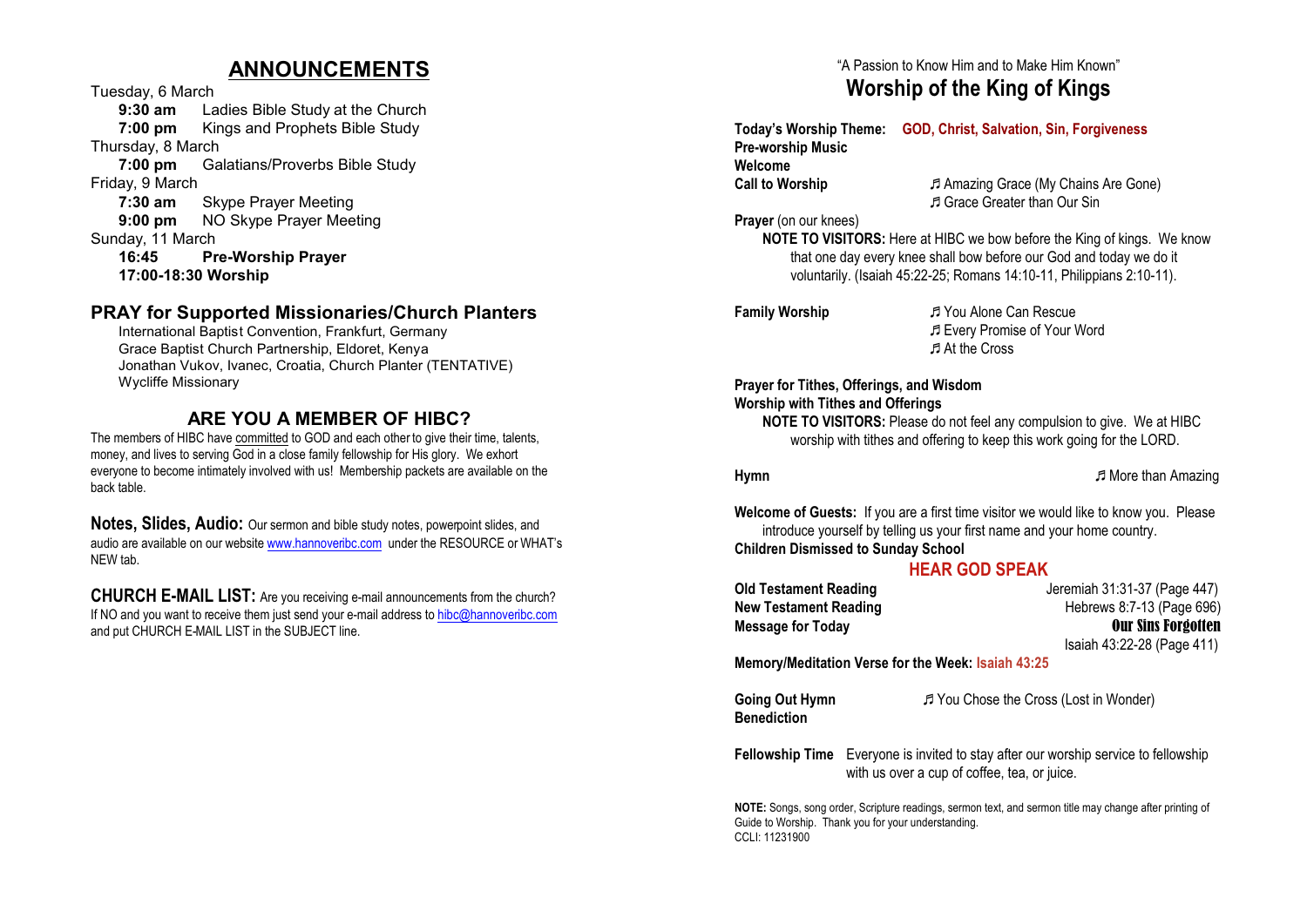# ANNOUNCEMENTS

Tuesday, 6 March
- **9:30 am** Ladies Bible Study at the Church
- **7:00 pm** Kings and Prophets Bible Study

Thursday, 8 March
- **7:00 pm** Galatians/Proverbs Bible Study

Friday, 9 March
- **7:30 am** Skype Prayer Meeting
- **9:00 pm** NO Skype Prayer Meeting

Sunday, 11 March
- **16:45 Pre-Worship Prayer**
- **17:00-18:30 Worship**

## PRAY for Supported Missionaries/Church Planters

International Baptist Convention, Frankfurt, Germany
Grace Baptist Church Partnership, Eldoret, Kenya
Jonathan Vukov, Ivanec, Croatia, Church Planter (TENTATIVE)
Wycliffe Missionary

## ARE YOU A MEMBER OF HIBC?

The members of HIBC have committed to GOD and each other to give their time, talents, money, and lives to serving God in a close family fellowship for His glory. We exhort everyone to become intimately involved with us! Membership packets are available on the back table.

**Notes, Slides, Audio:** Our sermon and bible study notes, powerpoint slides, and audio are available on our website www.hannoveribc.com under the RESOURCE or WHAT's NEW tab.

**CHURCH E-MAIL LIST:** Are you receiving e-mail announcements from the church? If NO and you want to receive them just send your e-mail address to hibc@hannoveribc.com and put CHURCH E-MAIL LIST in the SUBJECT line.

"A Passion to Know Him and to Make Him Known"

# Worship of the King of Kings

**Today's Worship Theme:** **GOD, Christ, Salvation, Sin, Forgiveness**

**Pre-worship Music**

**Welcome**

**Call to Worship** ♬ Amazing Grace (My Chains Are Gone)
♬ Grace Greater than Our Sin

**Prayer** (on our knees)

**NOTE TO VISITORS:** Here at HIBC we bow before the King of kings. We know that one day every knee shall bow before our God and today we do it voluntarily. (Isaiah 45:22-25; Romans 14:10-11, Philippians 2:10-11).

**Family Worship** ♬ You Alone Can Rescue
♬ Every Promise of Your Word
♬ At the Cross

**Prayer for Tithes, Offerings, and Wisdom**

**Worship with Tithes and Offerings**

**NOTE TO VISITORS:** Please do not feel any compulsion to give. We at HIBC worship with tithes and offering to keep this work going for the LORD.

**Hymn** ♬ More than Amazing

**Welcome of Guests:** If you are a first time visitor we would like to know you. Please introduce yourself by telling us your first name and your home country.

**Children Dismissed to Sunday School**

## HEAR GOD SPEAK

**Old Testament Reading** Jeremiah 31:31-37 (Page 447)

**New Testament Reading** Hebrews 8:7-13 (Page 696)

**Message for Today** **Our Sins Forgotten**
Isaiah 43:22-28 (Page 411)

**Memory/Meditation Verse for the Week:** **Isaiah 43:25**

**Going Out Hymn** ♬ You Chose the Cross (Lost in Wonder)

**Benediction**

**Fellowship Time** Everyone is invited to stay after our worship service to fellowship with us over a cup of coffee, tea, or juice.

**NOTE:** Songs, song order, Scripture readings, sermon text, and sermon title may change after printing of Guide to Worship. Thank you for your understanding.
CCLI: 11231900